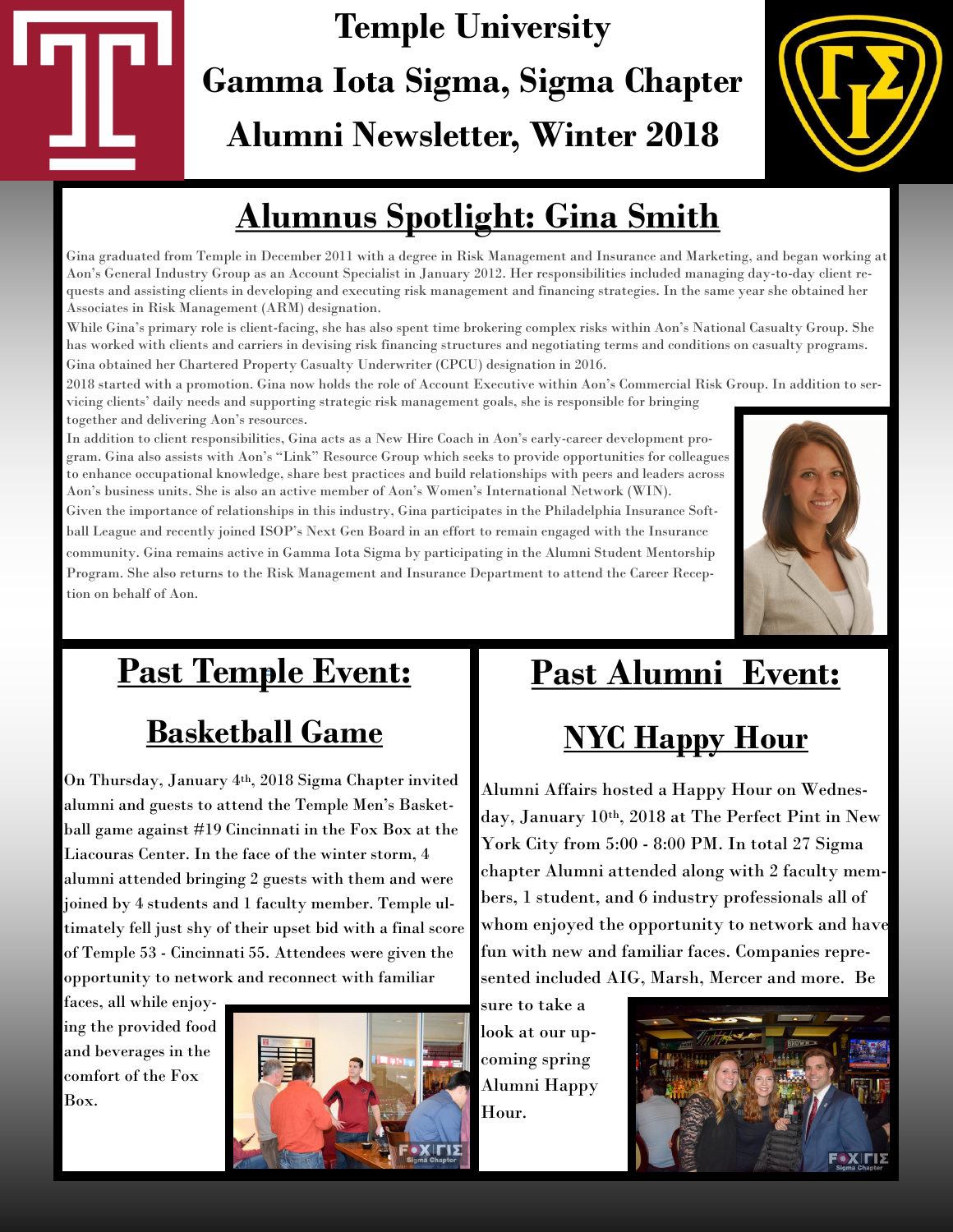# Temple University

# Gamma Iota Sigma, Sigma Chapter

# Alumni Newsletter, Winter 2018

## Alumnus Spotlight: Gina Smith

Gina graduated from Temple in December 2011 with a degree in Risk Management and Insurance and Marketing, and began working at Aon's General Industry Group as an Account Specialist in January 2012. Her responsibilities included managing day-to-day client requests and assisting clients in developing and executing risk management and financing strategies. In the same year she obtained her Associates in Risk Management (ARM) designation.

While Gina's primary role is client-facing, she has also spent time brokering complex risks within Aon's National Casualty Group. She has worked with clients and carriers in devising risk financing structures and negotiating terms and conditions on casualty programs. Gina obtained her Chartered Property Casualty Underwriter (CPCU) designation in 2016.

2018 started with a promotion. Gina now holds the role of Account Executive within Aon's Commercial Risk Group. In addition to servicing clients' daily needs and supporting strategic risk management goals, she is responsible for bringing together and delivering Aon's resources.

In addition to client responsibilities, Gina acts as a New Hire Coach in Aon's early-career development program. Gina also assists with Aon's "Link" Resource Group which seeks to provide opportunities for colleagues to enhance occupational knowledge, share best practices and build relationships with peers and leaders across Aon's business units. She is also an active member of Aon's Women's International Network (WIN).

Given the importance of relationships in this industry, Gina participates in the Philadelphia Insurance Softball League and recently joined ISOP's Next Gen Board in an effort to remain engaged with the Insurance community. Gina remains active in Gamma Iota Sigma by participating in the Alumni Student Mentorship Program. She also returns to the Risk Management and Insurance Department to attend the Career Reception on behalf of Aon.

## Past Temple Event:

### Basketball Game

On Thursday, January 4th, 2018 Sigma Chapter invited alumni and guests to attend the Temple Men's Basketball game against #19 Cincinnati in the Fox Box at the Liacouras Center. In the face of the winter storm, 4 alumni attended bringing 2 guests with them and were joined by 4 students and 1 faculty member. Temple ultimately fell just shy of their upset bid with a final score of Temple 53 - Cincinnati 55. Attendees were given the opportunity to network and reconnect with familiar faces, all while enjoying the provided food and beverages in the comfort of the Fox Box.

## Past Alumni Event:

### NYC Happy Hour

Alumni Affairs hosted a Happy Hour on Wednesday, January 10th, 2018 at The Perfect Pint in New York City from 5:00 - 8:00 PM. In total 27 Sigma chapter Alumni attended along with 2 faculty members, 1 student, and 6 industry professionals all of whom enjoyed the opportunity to network and have fun with new and familiar faces. Companies represented included AIG, Marsh, Mercer and more. Be sure to take a look at our upcoming spring Alumni Happy Hour.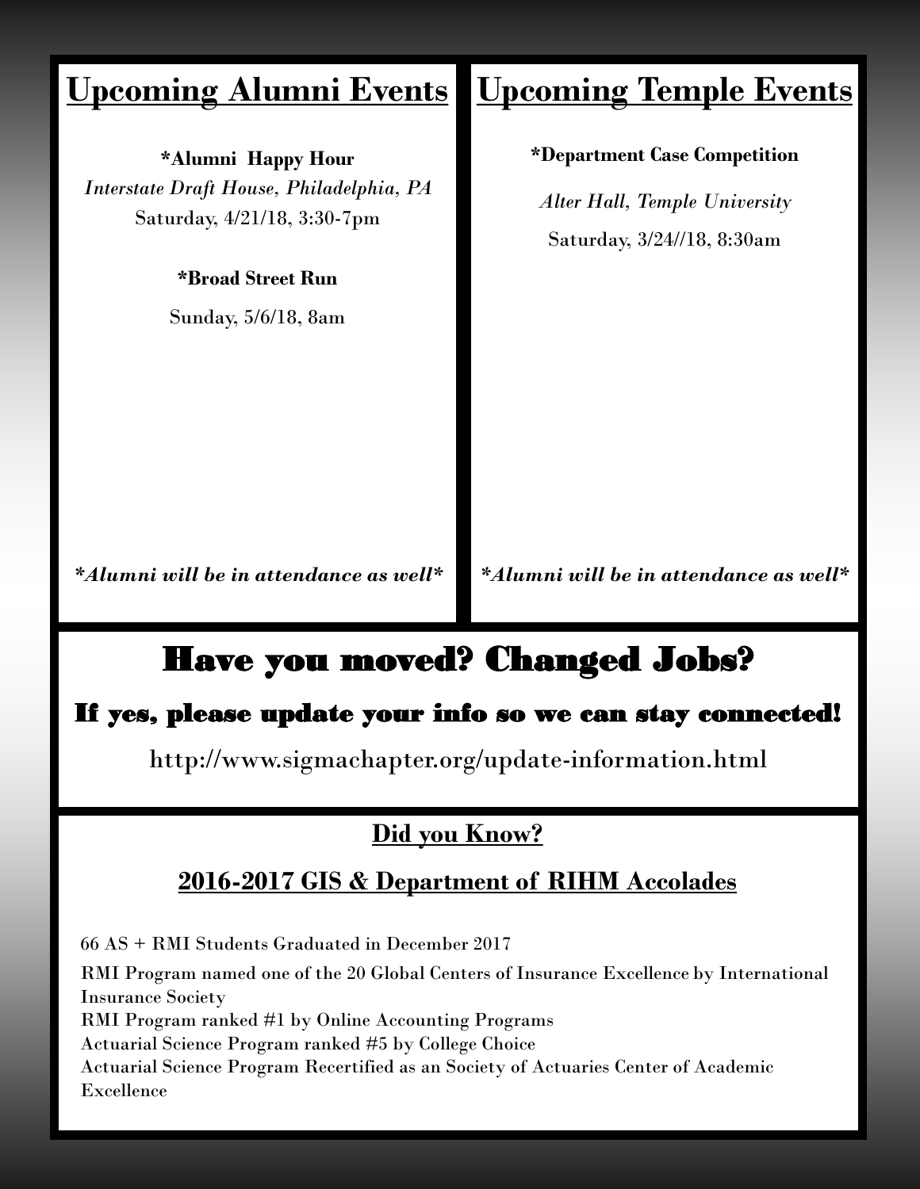## Upcoming Alumni Events

**\*Alumni  Happy Hour**

*Interstate Draft House, Philadelphia, PA*

Saturday, 4/21/18, 3:30-7pm

**\*Broad Street Run**

Sunday, 5/6/18, 8am

***Alumni will be in attendance as well***

## Upcoming Temple Events

**\*Department Case Competition**

*Alter Hall, Temple University*

Saturday, 3/24//18, 8:30am

***Alumni will be in attendance as well***

# Have you moved? Changed Jobs?

## If yes, please update your info so we can stay connected!

http://www.sigmachapter.org/update-information.html

## Did you Know?

## 2016-2017 GIS & Department of RIHM Accolades

66 AS + RMI Students Graduated in December 2017

RMI Program named one of the 20 Global Centers of Insurance Excellence by International Insurance Society

RMI Program ranked #1 by Online Accounting Programs

Actuarial Science Program ranked #5 by College Choice

Actuarial Science Program Recertified as an Society of Actuaries Center of Academic Excellence